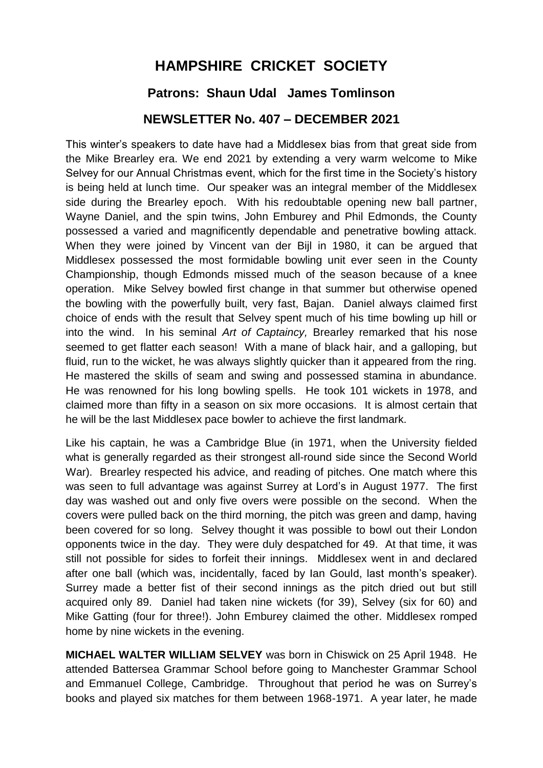# HAMPSHIRE CRICKET SOCIETY

## Patrons: Shaun Udal James Tomlinson

## NEWSLETTER No. 407 – DECEMBER 2021

This winter's speakers to date have had a Middlesex bias from that great side from the Mike Brearley era. We end 2021 by extending a very warm welcome to Mike Selvey for our Annual Christmas event, which for the first time in the Society's history is being held at lunch time. Our speaker was an integral member of the Middlesex side during the Brearley epoch. With his redoubtable opening new ball partner, Wayne Daniel, and the spin twins, John Emburey and Phil Edmonds, the County possessed a varied and magnificently dependable and penetrative bowling attack. When they were joined by Vincent van der Bijl in 1980, it can be argued that Middlesex possessed the most formidable bowling unit ever seen in the County Championship, though Edmonds missed much of the season because of a knee operation. Mike Selvey bowled first change in that summer but otherwise opened the bowling with the powerfully built, very fast, Bajan. Daniel always claimed first choice of ends with the result that Selvey spent much of his time bowling up hill or into the wind. In his seminal *Art of Captaincy,* Brearley remarked that his nose seemed to get flatter each season! With a mane of black hair, and a galloping, but fluid, run to the wicket, he was always slightly quicker than it appeared from the ring. He mastered the skills of seam and swing and possessed stamina in abundance. He was renowned for his long bowling spells. He took 101 wickets in 1978, and claimed more than fifty in a season on six more occasions. It is almost certain that he will be the last Middlesex pace bowler to achieve the first landmark.

Like his captain, he was a Cambridge Blue (in 1971, when the University fielded what is generally regarded as their strongest all-round side since the Second World War). Brearley respected his advice, and reading of pitches. One match where this was seen to full advantage was against Surrey at Lord's in August 1977. The first day was washed out and only five overs were possible on the second. When the covers were pulled back on the third morning, the pitch was green and damp, having been covered for so long. Selvey thought it was possible to bowl out their London opponents twice in the day. They were duly despatched for 49. At that time, it was still not possible for sides to forfeit their innings. Middlesex went in and declared after one ball (which was, incidentally, faced by Ian Gould, last month's speaker). Surrey made a better fist of their second innings as the pitch dried out but still acquired only 89. Daniel had taken nine wickets (for 39), Selvey (six for 60) and Mike Gatting (four for three!). John Emburey claimed the other. Middlesex romped home by nine wickets in the evening.

**MICHAEL WALTER WILLIAM SELVEY** was born in Chiswick on 25 April 1948. He attended Battersea Grammar School before going to Manchester Grammar School and Emmanuel College, Cambridge. Throughout that period he was on Surrey's books and played six matches for them between 1968-1971. A year later, he made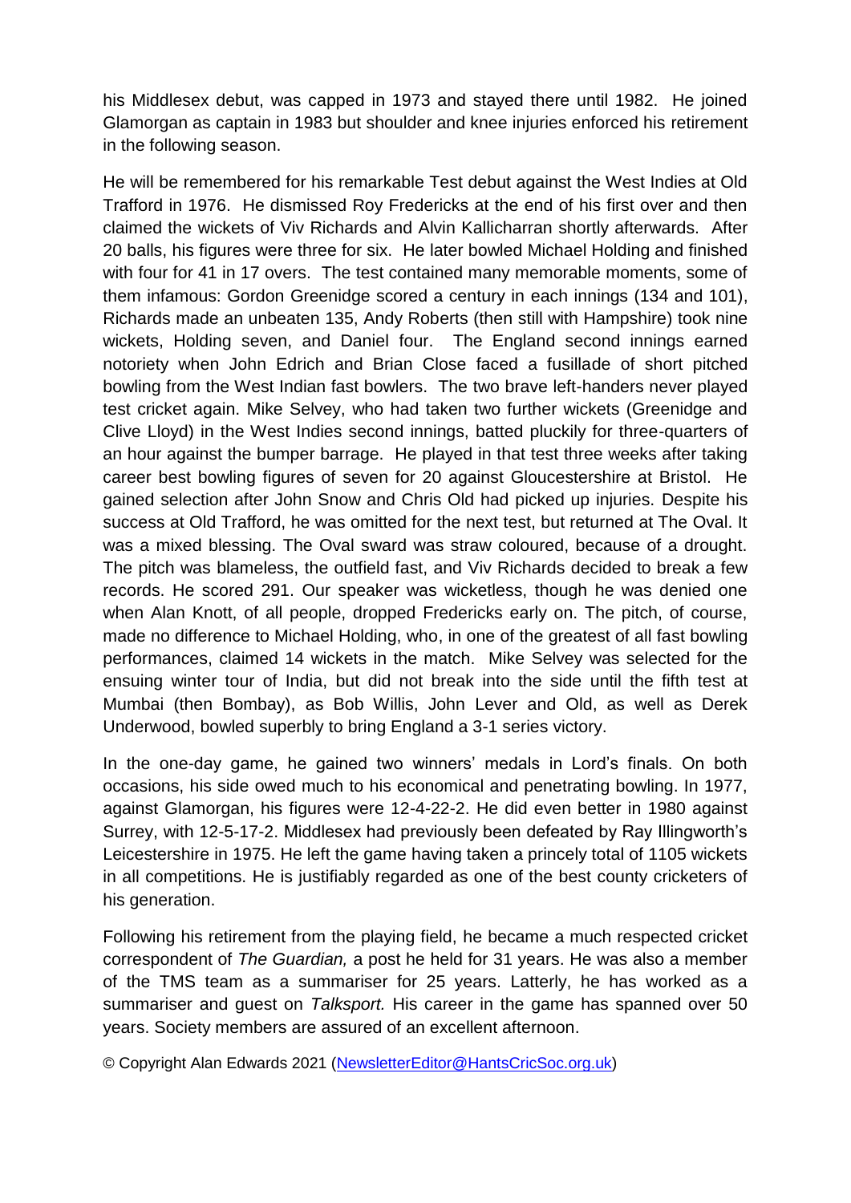his Middlesex debut, was capped in 1973 and stayed there until 1982. He joined Glamorgan as captain in 1983 but shoulder and knee injuries enforced his retirement in the following season.

He will be remembered for his remarkable Test debut against the West Indies at Old Trafford in 1976. He dismissed Roy Fredericks at the end of his first over and then claimed the wickets of Viv Richards and Alvin Kallicharran shortly afterwards. After 20 balls, his figures were three for six. He later bowled Michael Holding and finished with four for 41 in 17 overs. The test contained many memorable moments, some of them infamous: Gordon Greenidge scored a century in each innings (134 and 101), Richards made an unbeaten 135, Andy Roberts (then still with Hampshire) took nine wickets, Holding seven, and Daniel four. The England second innings earned notoriety when John Edrich and Brian Close faced a fusillade of short pitched bowling from the West Indian fast bowlers. The two brave left-handers never played test cricket again. Mike Selvey, who had taken two further wickets (Greenidge and Clive Lloyd) in the West Indies second innings, batted pluckily for three-quarters of an hour against the bumper barrage. He played in that test three weeks after taking career best bowling figures of seven for 20 against Gloucestershire at Bristol. He gained selection after John Snow and Chris Old had picked up injuries. Despite his success at Old Trafford, he was omitted for the next test, but returned at The Oval. It was a mixed blessing. The Oval sward was straw coloured, because of a drought. The pitch was blameless, the outfield fast, and Viv Richards decided to break a few records. He scored 291. Our speaker was wicketless, though he was denied one when Alan Knott, of all people, dropped Fredericks early on. The pitch, of course, made no difference to Michael Holding, who, in one of the greatest of all fast bowling performances, claimed 14 wickets in the match. Mike Selvey was selected for the ensuing winter tour of India, but did not break into the side until the fifth test at Mumbai (then Bombay), as Bob Willis, John Lever and Old, as well as Derek Underwood, bowled superbly to bring England a 3-1 series victory.

In the one-day game, he gained two winners' medals in Lord's finals. On both occasions, his side owed much to his economical and penetrating bowling. In 1977, against Glamorgan, his figures were 12-4-22-2. He did even better in 1980 against Surrey, with 12-5-17-2. Middlesex had previously been defeated by Ray Illingworth's Leicestershire in 1975. He left the game having taken a princely total of 1105 wickets in all competitions. He is justifiably regarded as one of the best county cricketers of his generation.

Following his retirement from the playing field, he became a much respected cricket correspondent of *The Guardian,* a post he held for 31 years. He was also a member of the TMS team as a summariser for 25 years. Latterly, he has worked as a summariser and guest on *Talksport.* His career in the game has spanned over 50 years. Society members are assured of an excellent afternoon.

© Copyright Alan Edwards 2021 (NewsletterEditor@HantsCricSoc.org.uk)